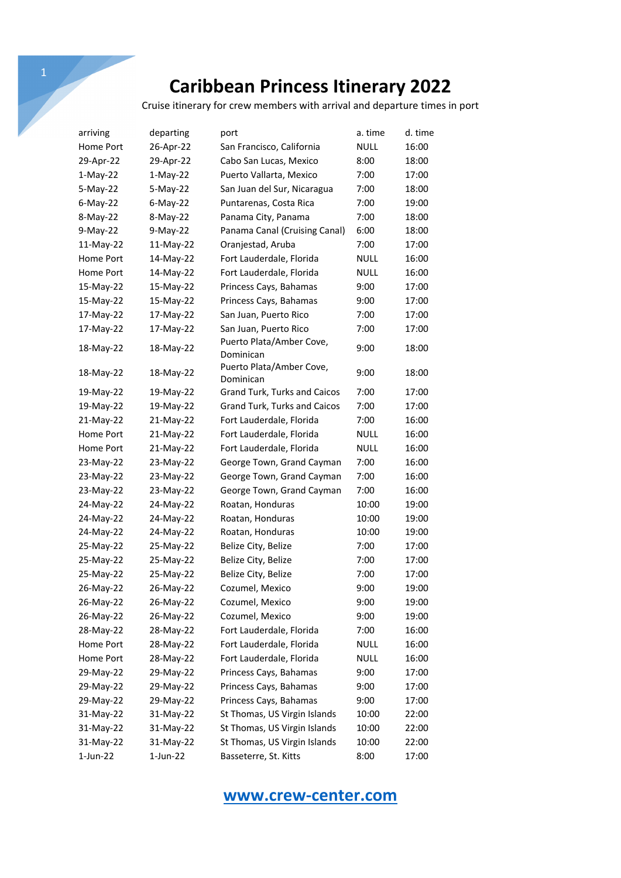# Caribbean Princess Itinerary 2022

Cruise itinerary for crew members with arrival and departure times in port

| arriving | departing | port | a. time | d. time |
|---|---|---|---|---|
| Home Port | 26-Apr-22 | San Francisco, California | NULL | 16:00 |
| 29-Apr-22 | 29-Apr-22 | Cabo San Lucas, Mexico | 8:00 | 18:00 |
| 1-May-22 | 1-May-22 | Puerto Vallarta, Mexico | 7:00 | 17:00 |
| 5-May-22 | 5-May-22 | San Juan del Sur, Nicaragua | 7:00 | 18:00 |
| 6-May-22 | 6-May-22 | Puntarenas, Costa Rica | 7:00 | 19:00 |
| 8-May-22 | 8-May-22 | Panama City, Panama | 7:00 | 18:00 |
| 9-May-22 | 9-May-22 | Panama Canal (Cruising Canal) | 6:00 | 18:00 |
| 11-May-22 | 11-May-22 | Oranjestad, Aruba | 7:00 | 17:00 |
| Home Port | 14-May-22 | Fort Lauderdale, Florida | NULL | 16:00 |
| Home Port | 14-May-22 | Fort Lauderdale, Florida | NULL | 16:00 |
| 15-May-22 | 15-May-22 | Princess Cays, Bahamas | 9:00 | 17:00 |
| 15-May-22 | 15-May-22 | Princess Cays, Bahamas | 9:00 | 17:00 |
| 17-May-22 | 17-May-22 | San Juan, Puerto Rico | 7:00 | 17:00 |
| 17-May-22 | 17-May-22 | San Juan, Puerto Rico | 7:00 | 17:00 |
| 18-May-22 | 18-May-22 | Puerto Plata/Amber Cove, Dominican | 9:00 | 18:00 |
| 18-May-22 | 18-May-22 | Puerto Plata/Amber Cove, Dominican | 9:00 | 18:00 |
| 19-May-22 | 19-May-22 | Grand Turk, Turks and Caicos | 7:00 | 17:00 |
| 19-May-22 | 19-May-22 | Grand Turk, Turks and Caicos | 7:00 | 17:00 |
| 21-May-22 | 21-May-22 | Fort Lauderdale, Florida | 7:00 | 16:00 |
| Home Port | 21-May-22 | Fort Lauderdale, Florida | NULL | 16:00 |
| Home Port | 21-May-22 | Fort Lauderdale, Florida | NULL | 16:00 |
| 23-May-22 | 23-May-22 | George Town, Grand Cayman | 7:00 | 16:00 |
| 23-May-22 | 23-May-22 | George Town, Grand Cayman | 7:00 | 16:00 |
| 23-May-22 | 23-May-22 | George Town, Grand Cayman | 7:00 | 16:00 |
| 24-May-22 | 24-May-22 | Roatan, Honduras | 10:00 | 19:00 |
| 24-May-22 | 24-May-22 | Roatan, Honduras | 10:00 | 19:00 |
| 24-May-22 | 24-May-22 | Roatan, Honduras | 10:00 | 19:00 |
| 25-May-22 | 25-May-22 | Belize City, Belize | 7:00 | 17:00 |
| 25-May-22 | 25-May-22 | Belize City, Belize | 7:00 | 17:00 |
| 25-May-22 | 25-May-22 | Belize City, Belize | 7:00 | 17:00 |
| 26-May-22 | 26-May-22 | Cozumel, Mexico | 9:00 | 19:00 |
| 26-May-22 | 26-May-22 | Cozumel, Mexico | 9:00 | 19:00 |
| 26-May-22 | 26-May-22 | Cozumel, Mexico | 9:00 | 19:00 |
| 28-May-22 | 28-May-22 | Fort Lauderdale, Florida | 7:00 | 16:00 |
| Home Port | 28-May-22 | Fort Lauderdale, Florida | NULL | 16:00 |
| Home Port | 28-May-22 | Fort Lauderdale, Florida | NULL | 16:00 |
| 29-May-22 | 29-May-22 | Princess Cays, Bahamas | 9:00 | 17:00 |
| 29-May-22 | 29-May-22 | Princess Cays, Bahamas | 9:00 | 17:00 |
| 29-May-22 | 29-May-22 | Princess Cays, Bahamas | 9:00 | 17:00 |
| 31-May-22 | 31-May-22 | St Thomas, US Virgin Islands | 10:00 | 22:00 |
| 31-May-22 | 31-May-22 | St Thomas, US Virgin Islands | 10:00 | 22:00 |
| 31-May-22 | 31-May-22 | St Thomas, US Virgin Islands | 10:00 | 22:00 |
| 1-Jun-22 | 1-Jun-22 | Basseterre, St. Kitts | 8:00 | 17:00 |

www.crew-center.com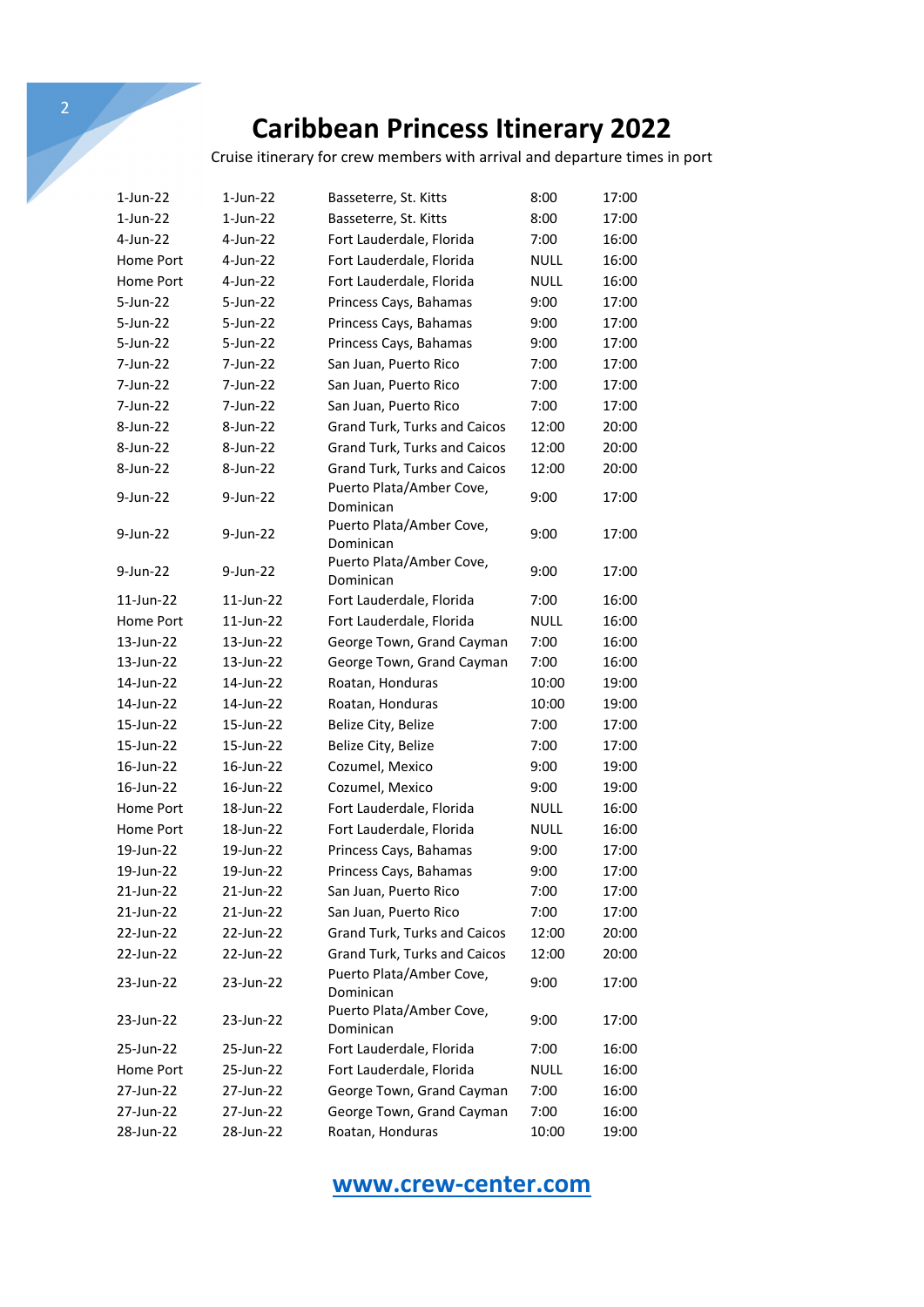# Caribbean Princess Itinerary 2022

Cruise itinerary for crew members with arrival and departure times in port

| | | | | |
|---|---|---|---|---|
| 1-Jun-22 | 1-Jun-22 | Basseterre, St. Kitts | 8:00 | 17:00 |
| 1-Jun-22 | 1-Jun-22 | Basseterre, St. Kitts | 8:00 | 17:00 |
| 4-Jun-22 | 4-Jun-22 | Fort Lauderdale, Florida | 7:00 | 16:00 |
| Home Port | 4-Jun-22 | Fort Lauderdale, Florida | NULL | 16:00 |
| Home Port | 4-Jun-22 | Fort Lauderdale, Florida | NULL | 16:00 |
| 5-Jun-22 | 5-Jun-22 | Princess Cays, Bahamas | 9:00 | 17:00 |
| 5-Jun-22 | 5-Jun-22 | Princess Cays, Bahamas | 9:00 | 17:00 |
| 5-Jun-22 | 5-Jun-22 | Princess Cays, Bahamas | 9:00 | 17:00 |
| 7-Jun-22 | 7-Jun-22 | San Juan, Puerto Rico | 7:00 | 17:00 |
| 7-Jun-22 | 7-Jun-22 | San Juan, Puerto Rico | 7:00 | 17:00 |
| 7-Jun-22 | 7-Jun-22 | San Juan, Puerto Rico | 7:00 | 17:00 |
| 8-Jun-22 | 8-Jun-22 | Grand Turk, Turks and Caicos | 12:00 | 20:00 |
| 8-Jun-22 | 8-Jun-22 | Grand Turk, Turks and Caicos | 12:00 | 20:00 |
| 8-Jun-22 | 8-Jun-22 | Grand Turk, Turks and Caicos | 12:00 | 20:00 |
| 9-Jun-22 | 9-Jun-22 | Puerto Plata/Amber Cove, Dominican | 9:00 | 17:00 |
| 9-Jun-22 | 9-Jun-22 | Puerto Plata/Amber Cove, Dominican | 9:00 | 17:00 |
| 9-Jun-22 | 9-Jun-22 | Puerto Plata/Amber Cove, Dominican | 9:00 | 17:00 |
| 11-Jun-22 | 11-Jun-22 | Fort Lauderdale, Florida | 7:00 | 16:00 |
| Home Port | 11-Jun-22 | Fort Lauderdale, Florida | NULL | 16:00 |
| 13-Jun-22 | 13-Jun-22 | George Town, Grand Cayman | 7:00 | 16:00 |
| 13-Jun-22 | 13-Jun-22 | George Town, Grand Cayman | 7:00 | 16:00 |
| 14-Jun-22 | 14-Jun-22 | Roatan, Honduras | 10:00 | 19:00 |
| 14-Jun-22 | 14-Jun-22 | Roatan, Honduras | 10:00 | 19:00 |
| 15-Jun-22 | 15-Jun-22 | Belize City, Belize | 7:00 | 17:00 |
| 15-Jun-22 | 15-Jun-22 | Belize City, Belize | 7:00 | 17:00 |
| 16-Jun-22 | 16-Jun-22 | Cozumel, Mexico | 9:00 | 19:00 |
| 16-Jun-22 | 16-Jun-22 | Cozumel, Mexico | 9:00 | 19:00 |
| Home Port | 18-Jun-22 | Fort Lauderdale, Florida | NULL | 16:00 |
| Home Port | 18-Jun-22 | Fort Lauderdale, Florida | NULL | 16:00 |
| 19-Jun-22 | 19-Jun-22 | Princess Cays, Bahamas | 9:00 | 17:00 |
| 19-Jun-22 | 19-Jun-22 | Princess Cays, Bahamas | 9:00 | 17:00 |
| 21-Jun-22 | 21-Jun-22 | San Juan, Puerto Rico | 7:00 | 17:00 |
| 21-Jun-22 | 21-Jun-22 | San Juan, Puerto Rico | 7:00 | 17:00 |
| 22-Jun-22 | 22-Jun-22 | Grand Turk, Turks and Caicos | 12:00 | 20:00 |
| 22-Jun-22 | 22-Jun-22 | Grand Turk, Turks and Caicos | 12:00 | 20:00 |
| 23-Jun-22 | 23-Jun-22 | Puerto Plata/Amber Cove, Dominican | 9:00 | 17:00 |
| 23-Jun-22 | 23-Jun-22 | Puerto Plata/Amber Cove, Dominican | 9:00 | 17:00 |
| 25-Jun-22 | 25-Jun-22 | Fort Lauderdale, Florida | 7:00 | 16:00 |
| Home Port | 25-Jun-22 | Fort Lauderdale, Florida | NULL | 16:00 |
| 27-Jun-22 | 27-Jun-22 | George Town, Grand Cayman | 7:00 | 16:00 |
| 27-Jun-22 | 27-Jun-22 | George Town, Grand Cayman | 7:00 | 16:00 |
| 28-Jun-22 | 28-Jun-22 | Roatan, Honduras | 10:00 | 19:00 |

[www.crew-center.com](http://www.crew-center.com)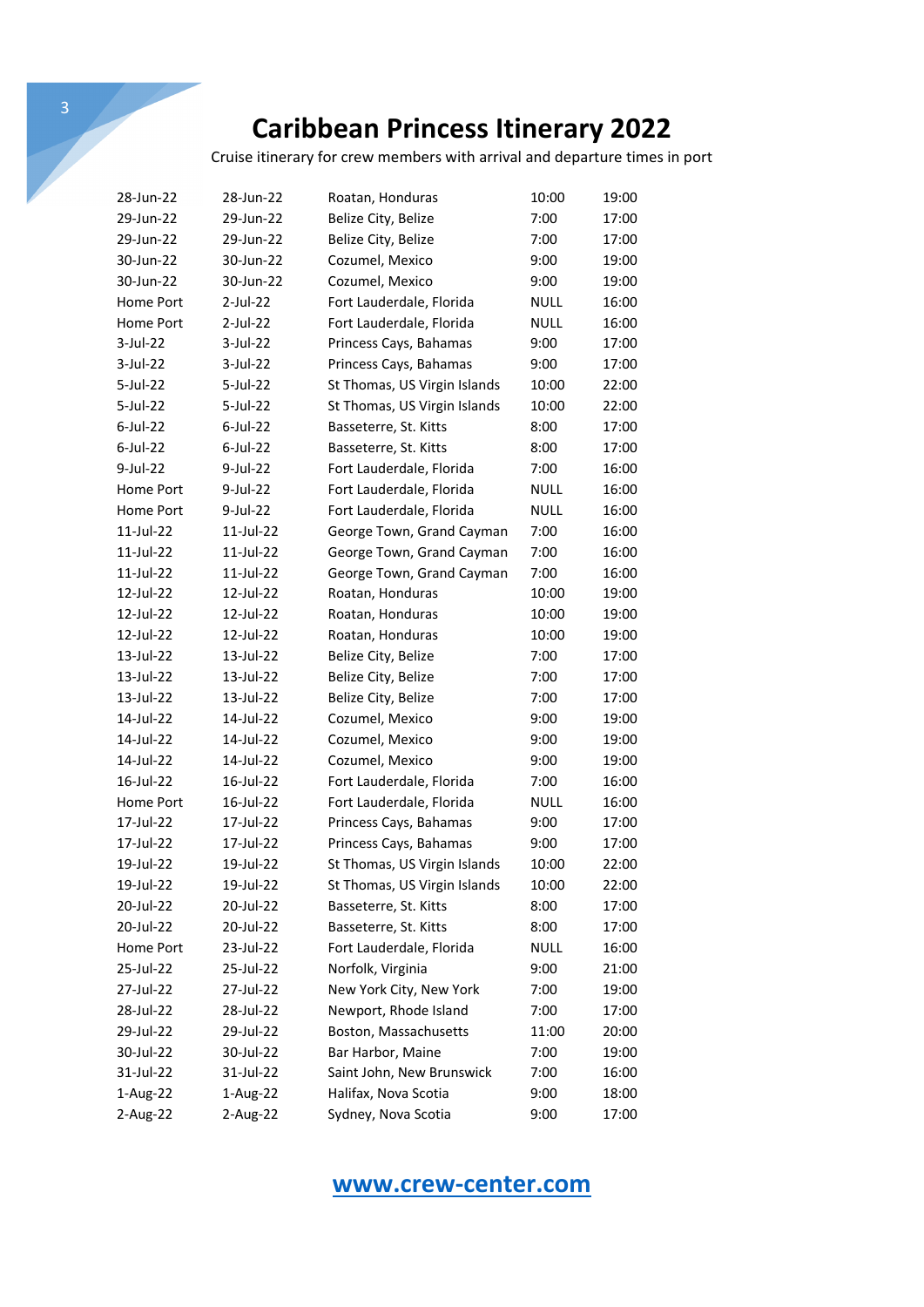# Caribbean Princess Itinerary 2022

Cruise itinerary for crew members with arrival and departure times in port

| | | | | |
|---|---|---|---|---|
| 28-Jun-22 | 28-Jun-22 | Roatan, Honduras | 10:00 | 19:00 |
| 29-Jun-22 | 29-Jun-22 | Belize City, Belize | 7:00 | 17:00 |
| 29-Jun-22 | 29-Jun-22 | Belize City, Belize | 7:00 | 17:00 |
| 30-Jun-22 | 30-Jun-22 | Cozumel, Mexico | 9:00 | 19:00 |
| 30-Jun-22 | 30-Jun-22 | Cozumel, Mexico | 9:00 | 19:00 |
| Home Port | 2-Jul-22 | Fort Lauderdale, Florida | NULL | 16:00 |
| Home Port | 2-Jul-22 | Fort Lauderdale, Florida | NULL | 16:00 |
| 3-Jul-22 | 3-Jul-22 | Princess Cays, Bahamas | 9:00 | 17:00 |
| 3-Jul-22 | 3-Jul-22 | Princess Cays, Bahamas | 9:00 | 17:00 |
| 5-Jul-22 | 5-Jul-22 | St Thomas, US Virgin Islands | 10:00 | 22:00 |
| 5-Jul-22 | 5-Jul-22 | St Thomas, US Virgin Islands | 10:00 | 22:00 |
| 6-Jul-22 | 6-Jul-22 | Basseterre, St. Kitts | 8:00 | 17:00 |
| 6-Jul-22 | 6-Jul-22 | Basseterre, St. Kitts | 8:00 | 17:00 |
| 9-Jul-22 | 9-Jul-22 | Fort Lauderdale, Florida | 7:00 | 16:00 |
| Home Port | 9-Jul-22 | Fort Lauderdale, Florida | NULL | 16:00 |
| Home Port | 9-Jul-22 | Fort Lauderdale, Florida | NULL | 16:00 |
| 11-Jul-22 | 11-Jul-22 | George Town, Grand Cayman | 7:00 | 16:00 |
| 11-Jul-22 | 11-Jul-22 | George Town, Grand Cayman | 7:00 | 16:00 |
| 11-Jul-22 | 11-Jul-22 | George Town, Grand Cayman | 7:00 | 16:00 |
| 12-Jul-22 | 12-Jul-22 | Roatan, Honduras | 10:00 | 19:00 |
| 12-Jul-22 | 12-Jul-22 | Roatan, Honduras | 10:00 | 19:00 |
| 12-Jul-22 | 12-Jul-22 | Roatan, Honduras | 10:00 | 19:00 |
| 13-Jul-22 | 13-Jul-22 | Belize City, Belize | 7:00 | 17:00 |
| 13-Jul-22 | 13-Jul-22 | Belize City, Belize | 7:00 | 17:00 |
| 13-Jul-22 | 13-Jul-22 | Belize City, Belize | 7:00 | 17:00 |
| 14-Jul-22 | 14-Jul-22 | Cozumel, Mexico | 9:00 | 19:00 |
| 14-Jul-22 | 14-Jul-22 | Cozumel, Mexico | 9:00 | 19:00 |
| 14-Jul-22 | 14-Jul-22 | Cozumel, Mexico | 9:00 | 19:00 |
| 16-Jul-22 | 16-Jul-22 | Fort Lauderdale, Florida | 7:00 | 16:00 |
| Home Port | 16-Jul-22 | Fort Lauderdale, Florida | NULL | 16:00 |
| 17-Jul-22 | 17-Jul-22 | Princess Cays, Bahamas | 9:00 | 17:00 |
| 17-Jul-22 | 17-Jul-22 | Princess Cays, Bahamas | 9:00 | 17:00 |
| 19-Jul-22 | 19-Jul-22 | St Thomas, US Virgin Islands | 10:00 | 22:00 |
| 19-Jul-22 | 19-Jul-22 | St Thomas, US Virgin Islands | 10:00 | 22:00 |
| 20-Jul-22 | 20-Jul-22 | Basseterre, St. Kitts | 8:00 | 17:00 |
| 20-Jul-22 | 20-Jul-22 | Basseterre, St. Kitts | 8:00 | 17:00 |
| Home Port | 23-Jul-22 | Fort Lauderdale, Florida | NULL | 16:00 |
| 25-Jul-22 | 25-Jul-22 | Norfolk, Virginia | 9:00 | 21:00 |
| 27-Jul-22 | 27-Jul-22 | New York City, New York | 7:00 | 19:00 |
| 28-Jul-22 | 28-Jul-22 | Newport, Rhode Island | 7:00 | 17:00 |
| 29-Jul-22 | 29-Jul-22 | Boston, Massachusetts | 11:00 | 20:00 |
| 30-Jul-22 | 30-Jul-22 | Bar Harbor, Maine | 7:00 | 19:00 |
| 31-Jul-22 | 31-Jul-22 | Saint John, New Brunswick | 7:00 | 16:00 |
| 1-Aug-22 | 1-Aug-22 | Halifax, Nova Scotia | 9:00 | 18:00 |
| 2-Aug-22 | 2-Aug-22 | Sydney, Nova Scotia | 9:00 | 17:00 |

www.crew-center.com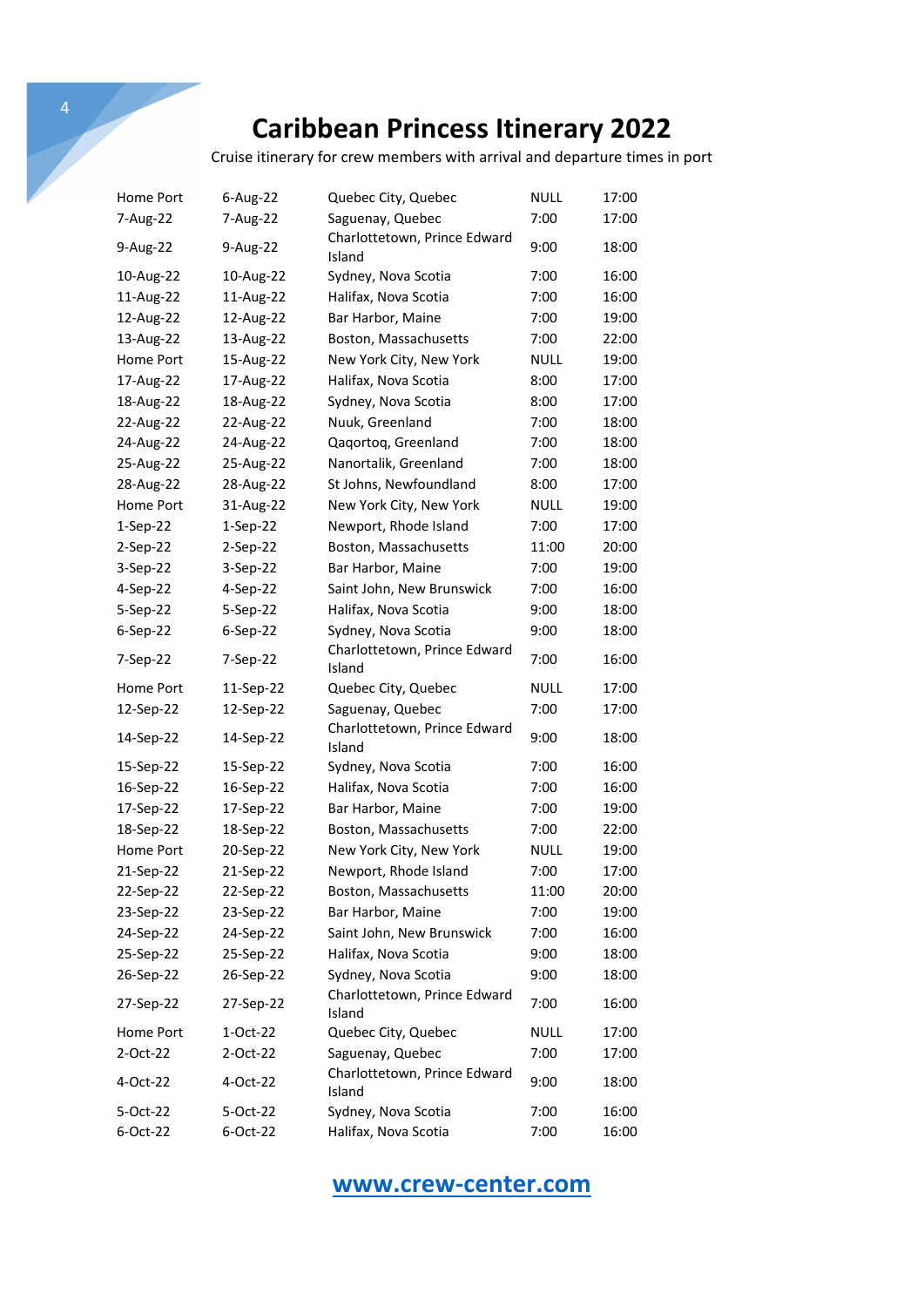# Caribbean Princess Itinerary 2022

Cruise itinerary for crew members with arrival and departure times in port

| | | | | |
|---|---|---|---|---|
| Home Port | 6-Aug-22 | Quebec City, Quebec | NULL | 17:00 |
| 7-Aug-22 | 7-Aug-22 | Saguenay, Quebec | 7:00 | 17:00 |
| 9-Aug-22 | 9-Aug-22 | Charlottetown, Prince Edward Island | 9:00 | 18:00 |
| 10-Aug-22 | 10-Aug-22 | Sydney, Nova Scotia | 7:00 | 16:00 |
| 11-Aug-22 | 11-Aug-22 | Halifax, Nova Scotia | 7:00 | 16:00 |
| 12-Aug-22 | 12-Aug-22 | Bar Harbor, Maine | 7:00 | 19:00 |
| 13-Aug-22 | 13-Aug-22 | Boston, Massachusetts | 7:00 | 22:00 |
| Home Port | 15-Aug-22 | New York City, New York | NULL | 19:00 |
| 17-Aug-22 | 17-Aug-22 | Halifax, Nova Scotia | 8:00 | 17:00 |
| 18-Aug-22 | 18-Aug-22 | Sydney, Nova Scotia | 8:00 | 17:00 |
| 22-Aug-22 | 22-Aug-22 | Nuuk, Greenland | 7:00 | 18:00 |
| 24-Aug-22 | 24-Aug-22 | Qaqortoq, Greenland | 7:00 | 18:00 |
| 25-Aug-22 | 25-Aug-22 | Nanortalik, Greenland | 7:00 | 18:00 |
| 28-Aug-22 | 28-Aug-22 | St Johns, Newfoundland | 8:00 | 17:00 |
| Home Port | 31-Aug-22 | New York City, New York | NULL | 19:00 |
| 1-Sep-22 | 1-Sep-22 | Newport, Rhode Island | 7:00 | 17:00 |
| 2-Sep-22 | 2-Sep-22 | Boston, Massachusetts | 11:00 | 20:00 |
| 3-Sep-22 | 3-Sep-22 | Bar Harbor, Maine | 7:00 | 19:00 |
| 4-Sep-22 | 4-Sep-22 | Saint John, New Brunswick | 7:00 | 16:00 |
| 5-Sep-22 | 5-Sep-22 | Halifax, Nova Scotia | 9:00 | 18:00 |
| 6-Sep-22 | 6-Sep-22 | Sydney, Nova Scotia | 9:00 | 18:00 |
| 7-Sep-22 | 7-Sep-22 | Charlottetown, Prince Edward Island | 7:00 | 16:00 |
| Home Port | 11-Sep-22 | Quebec City, Quebec | NULL | 17:00 |
| 12-Sep-22 | 12-Sep-22 | Saguenay, Quebec | 7:00 | 17:00 |
| 14-Sep-22 | 14-Sep-22 | Charlottetown, Prince Edward Island | 9:00 | 18:00 |
| 15-Sep-22 | 15-Sep-22 | Sydney, Nova Scotia | 7:00 | 16:00 |
| 16-Sep-22 | 16-Sep-22 | Halifax, Nova Scotia | 7:00 | 16:00 |
| 17-Sep-22 | 17-Sep-22 | Bar Harbor, Maine | 7:00 | 19:00 |
| 18-Sep-22 | 18-Sep-22 | Boston, Massachusetts | 7:00 | 22:00 |
| Home Port | 20-Sep-22 | New York City, New York | NULL | 19:00 |
| 21-Sep-22 | 21-Sep-22 | Newport, Rhode Island | 7:00 | 17:00 |
| 22-Sep-22 | 22-Sep-22 | Boston, Massachusetts | 11:00 | 20:00 |
| 23-Sep-22 | 23-Sep-22 | Bar Harbor, Maine | 7:00 | 19:00 |
| 24-Sep-22 | 24-Sep-22 | Saint John, New Brunswick | 7:00 | 16:00 |
| 25-Sep-22 | 25-Sep-22 | Halifax, Nova Scotia | 9:00 | 18:00 |
| 26-Sep-22 | 26-Sep-22 | Sydney, Nova Scotia | 9:00 | 18:00 |
| 27-Sep-22 | 27-Sep-22 | Charlottetown, Prince Edward Island | 7:00 | 16:00 |
| Home Port | 1-Oct-22 | Quebec City, Quebec | NULL | 17:00 |
| 2-Oct-22 | 2-Oct-22 | Saguenay, Quebec | 7:00 | 17:00 |
| 4-Oct-22 | 4-Oct-22 | Charlottetown, Prince Edward Island | 9:00 | 18:00 |
| 5-Oct-22 | 5-Oct-22 | Sydney, Nova Scotia | 7:00 | 16:00 |
| 6-Oct-22 | 6-Oct-22 | Halifax, Nova Scotia | 7:00 | 16:00 |

[www.crew-center.com](http://www.crew-center.com)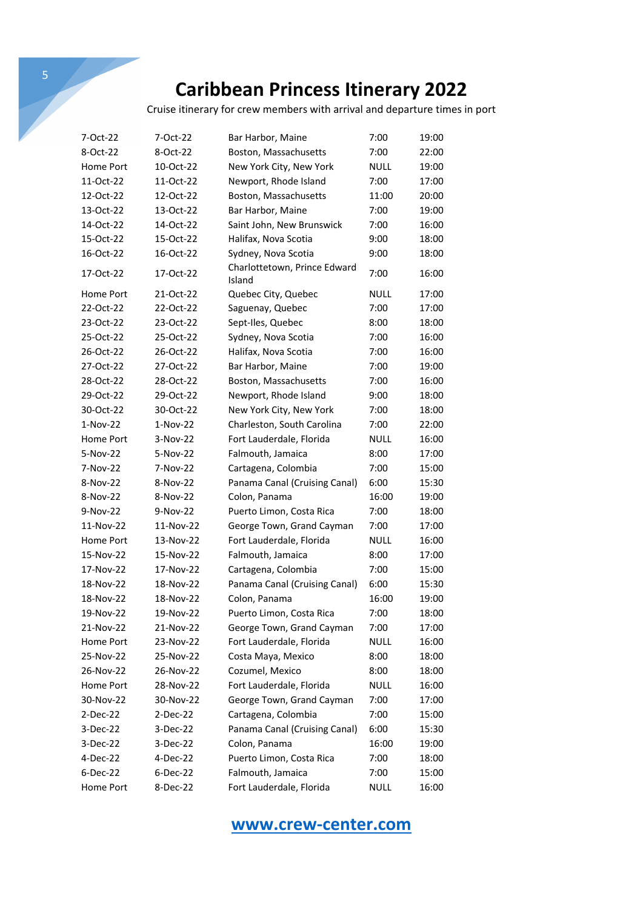# Caribbean Princess Itinerary 2022

Cruise itinerary for crew members with arrival and departure times in port

| | | | | |
|---|---|---|---|---|
| 7-Oct-22 | 7-Oct-22 | Bar Harbor, Maine | 7:00 | 19:00 |
| 8-Oct-22 | 8-Oct-22 | Boston, Massachusetts | 7:00 | 22:00 |
| Home Port | 10-Oct-22 | New York City, New York | NULL | 19:00 |
| 11-Oct-22 | 11-Oct-22 | Newport, Rhode Island | 7:00 | 17:00 |
| 12-Oct-22 | 12-Oct-22 | Boston, Massachusetts | 11:00 | 20:00 |
| 13-Oct-22 | 13-Oct-22 | Bar Harbor, Maine | 7:00 | 19:00 |
| 14-Oct-22 | 14-Oct-22 | Saint John, New Brunswick | 7:00 | 16:00 |
| 15-Oct-22 | 15-Oct-22 | Halifax, Nova Scotia | 9:00 | 18:00 |
| 16-Oct-22 | 16-Oct-22 | Sydney, Nova Scotia | 9:00 | 18:00 |
| 17-Oct-22 | 17-Oct-22 | Charlottetown, Prince Edward Island | 7:00 | 16:00 |
| Home Port | 21-Oct-22 | Quebec City, Quebec | NULL | 17:00 |
| 22-Oct-22 | 22-Oct-22 | Saguenay, Quebec | 7:00 | 17:00 |
| 23-Oct-22 | 23-Oct-22 | Sept-Iles, Quebec | 8:00 | 18:00 |
| 25-Oct-22 | 25-Oct-22 | Sydney, Nova Scotia | 7:00 | 16:00 |
| 26-Oct-22 | 26-Oct-22 | Halifax, Nova Scotia | 7:00 | 16:00 |
| 27-Oct-22 | 27-Oct-22 | Bar Harbor, Maine | 7:00 | 19:00 |
| 28-Oct-22 | 28-Oct-22 | Boston, Massachusetts | 7:00 | 16:00 |
| 29-Oct-22 | 29-Oct-22 | Newport, Rhode Island | 9:00 | 18:00 |
| 30-Oct-22 | 30-Oct-22 | New York City, New York | 7:00 | 18:00 |
| 1-Nov-22 | 1-Nov-22 | Charleston, South Carolina | 7:00 | 22:00 |
| Home Port | 3-Nov-22 | Fort Lauderdale, Florida | NULL | 16:00 |
| 5-Nov-22 | 5-Nov-22 | Falmouth, Jamaica | 8:00 | 17:00 |
| 7-Nov-22 | 7-Nov-22 | Cartagena, Colombia | 7:00 | 15:00 |
| 8-Nov-22 | 8-Nov-22 | Panama Canal (Cruising Canal) | 6:00 | 15:30 |
| 8-Nov-22 | 8-Nov-22 | Colon, Panama | 16:00 | 19:00 |
| 9-Nov-22 | 9-Nov-22 | Puerto Limon, Costa Rica | 7:00 | 18:00 |
| 11-Nov-22 | 11-Nov-22 | George Town, Grand Cayman | 7:00 | 17:00 |
| Home Port | 13-Nov-22 | Fort Lauderdale, Florida | NULL | 16:00 |
| 15-Nov-22 | 15-Nov-22 | Falmouth, Jamaica | 8:00 | 17:00 |
| 17-Nov-22 | 17-Nov-22 | Cartagena, Colombia | 7:00 | 15:00 |
| 18-Nov-22 | 18-Nov-22 | Panama Canal (Cruising Canal) | 6:00 | 15:30 |
| 18-Nov-22 | 18-Nov-22 | Colon, Panama | 16:00 | 19:00 |
| 19-Nov-22 | 19-Nov-22 | Puerto Limon, Costa Rica | 7:00 | 18:00 |
| 21-Nov-22 | 21-Nov-22 | George Town, Grand Cayman | 7:00 | 17:00 |
| Home Port | 23-Nov-22 | Fort Lauderdale, Florida | NULL | 16:00 |
| 25-Nov-22 | 25-Nov-22 | Costa Maya, Mexico | 8:00 | 18:00 |
| 26-Nov-22 | 26-Nov-22 | Cozumel, Mexico | 8:00 | 18:00 |
| Home Port | 28-Nov-22 | Fort Lauderdale, Florida | NULL | 16:00 |
| 30-Nov-22 | 30-Nov-22 | George Town, Grand Cayman | 7:00 | 17:00 |
| 2-Dec-22 | 2-Dec-22 | Cartagena, Colombia | 7:00 | 15:00 |
| 3-Dec-22 | 3-Dec-22 | Panama Canal (Cruising Canal) | 6:00 | 15:30 |
| 3-Dec-22 | 3-Dec-22 | Colon, Panama | 16:00 | 19:00 |
| 4-Dec-22 | 4-Dec-22 | Puerto Limon, Costa Rica | 7:00 | 18:00 |
| 6-Dec-22 | 6-Dec-22 | Falmouth, Jamaica | 7:00 | 15:00 |
| Home Port | 8-Dec-22 | Fort Lauderdale, Florida | NULL | 16:00 |

[www.crew-center.com](http://www.crew-center.com)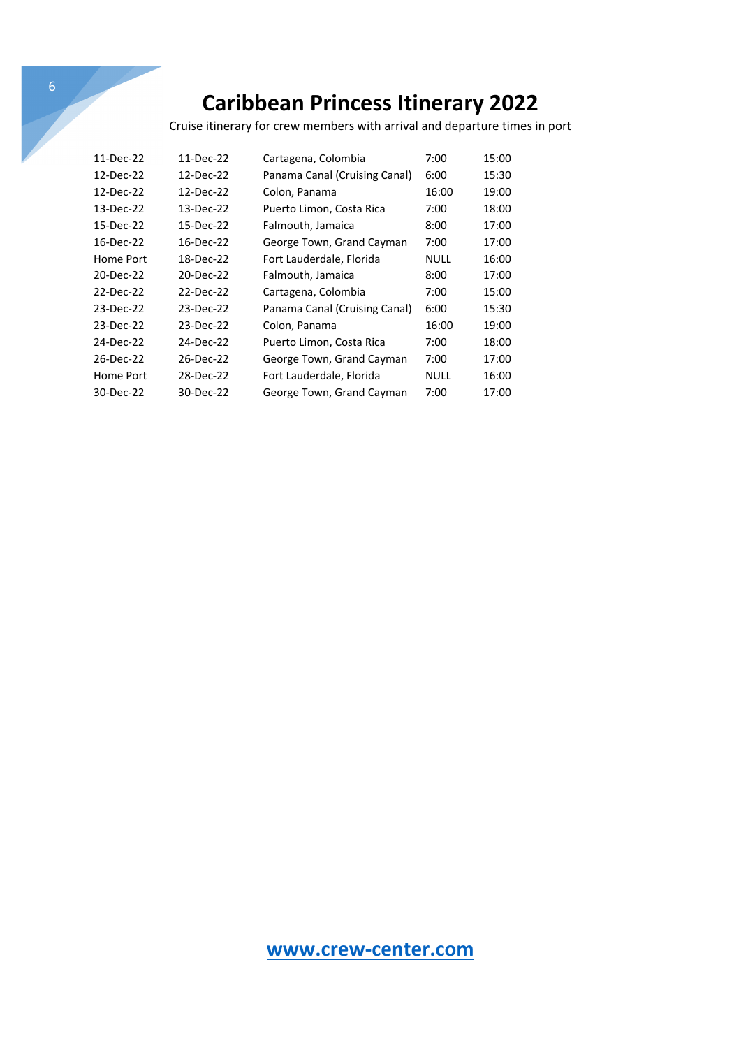# Caribbean Princess Itinerary 2022

Cruise itinerary for crew members with arrival and departure times in port

| | | | | |
|---|---|---|---|---|
| 11-Dec-22 | 11-Dec-22 | Cartagena, Colombia | 7:00 | 15:00 |
| 12-Dec-22 | 12-Dec-22 | Panama Canal (Cruising Canal) | 6:00 | 15:30 |
| 12-Dec-22 | 12-Dec-22 | Colon, Panama | 16:00 | 19:00 |
| 13-Dec-22 | 13-Dec-22 | Puerto Limon, Costa Rica | 7:00 | 18:00 |
| 15-Dec-22 | 15-Dec-22 | Falmouth, Jamaica | 8:00 | 17:00 |
| 16-Dec-22 | 16-Dec-22 | George Town, Grand Cayman | 7:00 | 17:00 |
| Home Port | 18-Dec-22 | Fort Lauderdale, Florida | NULL | 16:00 |
| 20-Dec-22 | 20-Dec-22 | Falmouth, Jamaica | 8:00 | 17:00 |
| 22-Dec-22 | 22-Dec-22 | Cartagena, Colombia | 7:00 | 15:00 |
| 23-Dec-22 | 23-Dec-22 | Panama Canal (Cruising Canal) | 6:00 | 15:30 |
| 23-Dec-22 | 23-Dec-22 | Colon, Panama | 16:00 | 19:00 |
| 24-Dec-22 | 24-Dec-22 | Puerto Limon, Costa Rica | 7:00 | 18:00 |
| 26-Dec-22 | 26-Dec-22 | George Town, Grand Cayman | 7:00 | 17:00 |
| Home Port | 28-Dec-22 | Fort Lauderdale, Florida | NULL | 16:00 |
| 30-Dec-22 | 30-Dec-22 | George Town, Grand Cayman | 7:00 | 17:00 |

**www.crew-center.com**